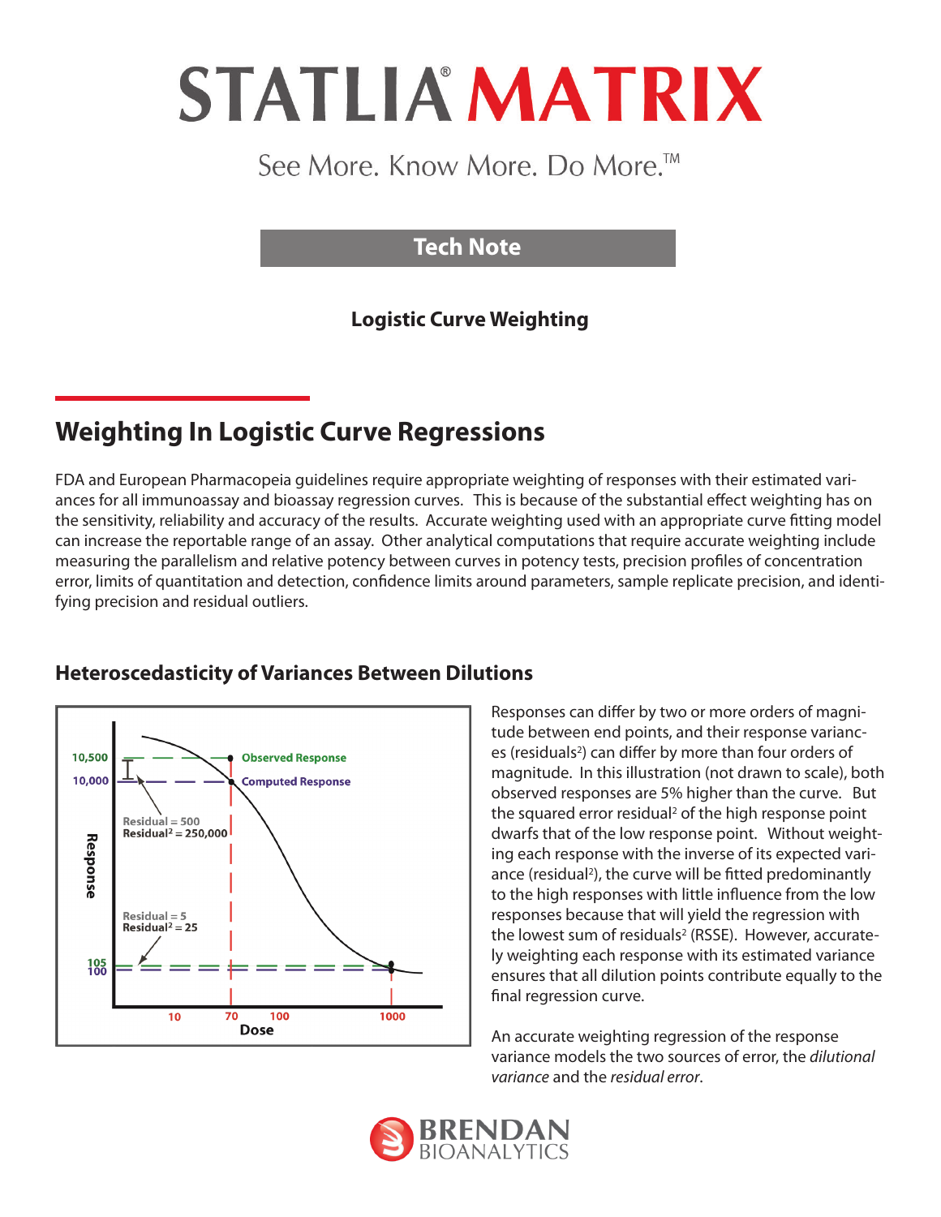# STATLIA® MATRIX

See More. Know More. Do More.™

**Tech Note**

**Logistic Curve Weighting**

## Weighting In Logistic Curve Regressions

FDA and European Pharmacopeia guidelines require appropriate weighting of responses with their estimated variances for all immunoassay and bioassay regression curves. This is because of the substantial effect weighting has on the sensitivity, reliability and accuracy of the results. Accurate weighting used with an appropriate curve fitting model can increase the reportable range of an assay. Other analytical computations that require accurate weighting include measuring the parallelism and relative potency between curves in potency tests, precision profiles of concentration error, limits of quantitation and detection, confidence limits around parameters, sample replicate precision, and identifying precision and residual outliers.

### Heteroscedasticity of Variances Between Dilutions

Responses can differ by two or more orders of magnitude between end points, and their response variances (residuals²) can differ by more than four orders of magnitude. In this illustration (not drawn to scale), both observed responses are 5% higher than the curve. But the squared error residual² of the high response point dwarfs that of the low response point. Without weighting each response with the inverse of its expected variance (residual²), the curve will be fitted predominantly to the high responses with little influence from the low responses because that will yield the regression with the lowest sum of residuals² (RSSE). However, accurately weighting each response with its estimated variance ensures that all dilution points contribute equally to the final regression curve.

An accurate weighting regression of the response variance models the two sources of error, the *dilutional variance* and the *residual error*.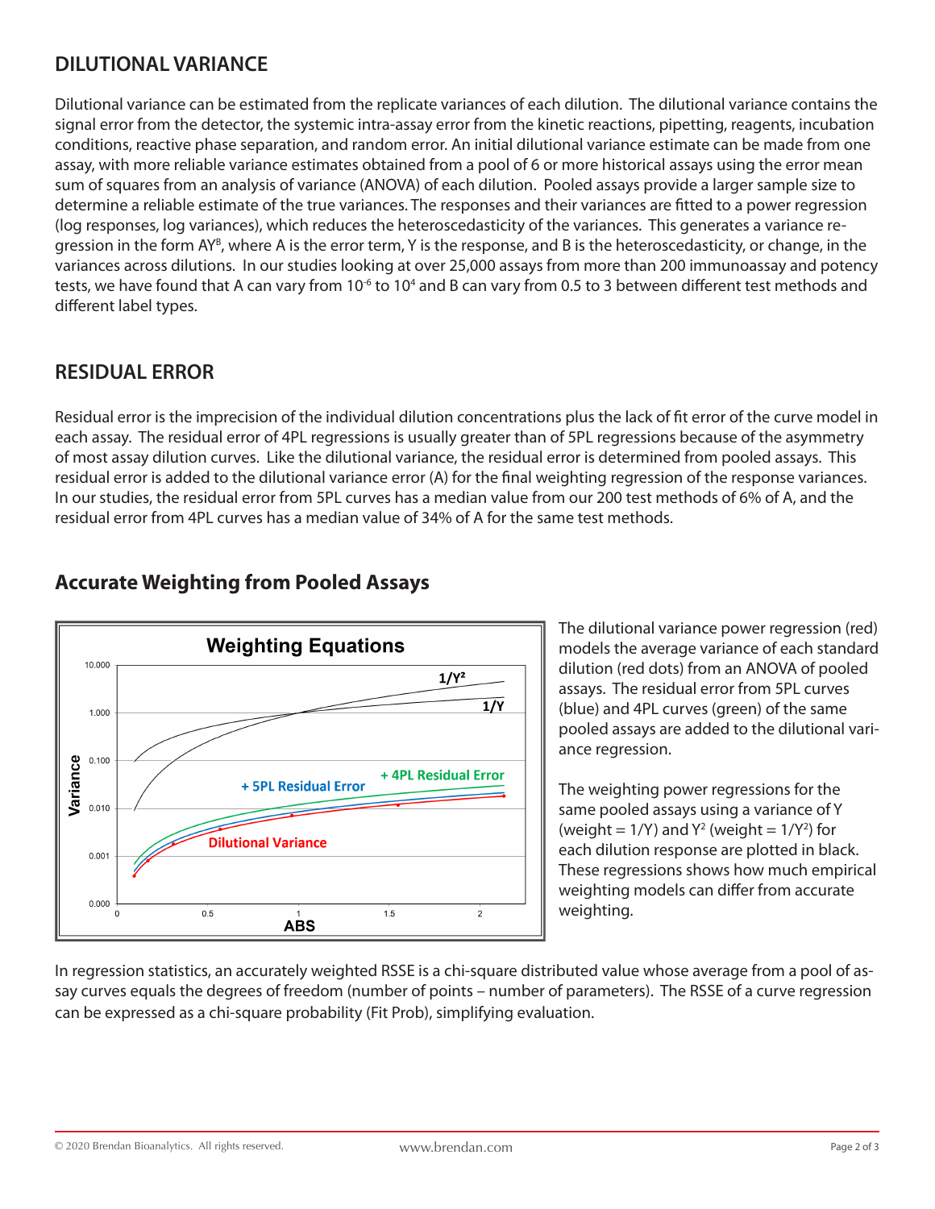## DILUTIONAL VARIANCE

Dilutional variance can be estimated from the replicate variances of each dilution. The dilutional variance contains the signal error from the detector, the systemic intra-assay error from the kinetic reactions, pipetting, reagents, incubation conditions, reactive phase separation, and random error. An initial dilutional variance estimate can be made from one assay, with more reliable variance estimates obtained from a pool of 6 or more historical assays using the error mean sum of squares from an analysis of variance (ANOVA) of each dilution. Pooled assays provide a larger sample size to determine a reliable estimate of the true variances. The responses and their variances are fitted to a power regression (log responses, log variances), which reduces the heteroscedasticity of the variances. This generates a variance regression in the form $AY^B$, where A is the error term, Y is the response, and B is the heteroscedasticity, or change, in the variances across dilutions. In our studies looking at over 25,000 assays from more than 200 immunoassay and potency tests, we have found that A can vary from $10^{-6}$ to $10^4$ and B can vary from 0.5 to 3 between different test methods and different label types.

## RESIDUAL ERROR

Residual error is the imprecision of the individual dilution concentrations plus the lack of fit error of the curve model in each assay. The residual error of 4PL regressions is usually greater than of 5PL regressions because of the asymmetry of most assay dilution curves. Like the dilutional variance, the residual error is determined from pooled assays. This residual error is added to the dilutional variance error (A) for the final weighting regression of the response variances. In our studies, the residual error from 5PL curves has a median value from our 200 test methods of 6% of A, and the residual error from 4PL curves has a median value of 34% of A for the same test methods.

## Accurate Weighting from Pooled Assays

The dilutional variance power regression (red) models the average variance of each standard dilution (red dots) from an ANOVA of pooled assays. The residual error from 5PL curves (blue) and 4PL curves (green) of the same pooled assays are added to the dilutional variance regression.

The weighting power regressions for the same pooled assays using a variance of Y (weight = 1/Y) and $Y^2$ (weight = $1/Y^2$) for each dilution response are plotted in black. These regressions shows how much empirical weighting models can differ from accurate weighting.

In regression statistics, an accurately weighted RSSE is a chi-square distributed value whose average from a pool of assay curves equals the degrees of freedom (number of points – number of parameters). The RSSE of a curve regression can be expressed as a chi-square probability (Fit Prob), simplifying evaluation.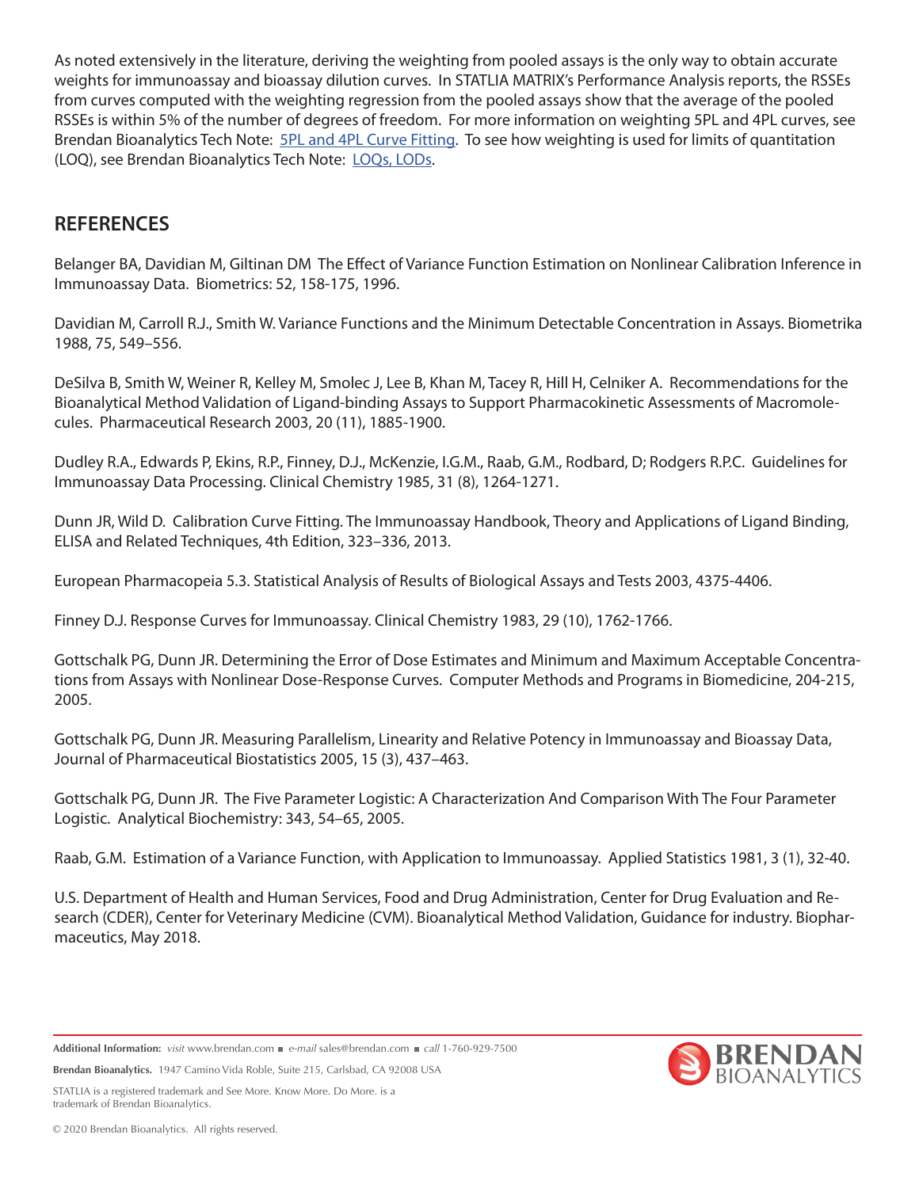As noted extensively in the literature, deriving the weighting from pooled assays is the only way to obtain accurate weights for immunoassay and bioassay dilution curves. In STATLIA MATRIX's Performance Analysis reports, the RSSEs from curves computed with the weighting regression from the pooled assays show that the average of the pooled RSSEs is within 5% of the number of degrees of freedom. For more information on weighting 5PL and 4PL curves, see Brendan Bioanalytics Tech Note: 5PL and 4PL Curve Fitting. To see how weighting is used for limits of quantitation (LOQ), see Brendan Bioanalytics Tech Note: LOQs, LODs.

## REFERENCES

Belanger BA, Davidian M, Giltinan DM The Effect of Variance Function Estimation on Nonlinear Calibration Inference in Immunoassay Data. Biometrics: 52, 158-175, 1996.

Davidian M, Carroll R.J., Smith W. Variance Functions and the Minimum Detectable Concentration in Assays. Biometrika 1988, 75, 549–556.

DeSilva B, Smith W, Weiner R, Kelley M, Smolec J, Lee B, Khan M, Tacey R, Hill H, Celniker A. Recommendations for the Bioanalytical Method Validation of Ligand-binding Assays to Support Pharmacokinetic Assessments of Macromolecules. Pharmaceutical Research 2003, 20 (11), 1885-1900.

Dudley R.A., Edwards P, Ekins, R.P., Finney, D.J., McKenzie, I.G.M., Raab, G.M., Rodbard, D; Rodgers R.P.C. Guidelines for Immunoassay Data Processing. Clinical Chemistry 1985, 31 (8), 1264-1271.

Dunn JR, Wild D. Calibration Curve Fitting. The Immunoassay Handbook, Theory and Applications of Ligand Binding, ELISA and Related Techniques, 4th Edition, 323–336, 2013.

European Pharmacopeia 5.3. Statistical Analysis of Results of Biological Assays and Tests 2003, 4375-4406.

Finney D.J. Response Curves for Immunoassay. Clinical Chemistry 1983, 29 (10), 1762-1766.

Gottschalk PG, Dunn JR. Determining the Error of Dose Estimates and Minimum and Maximum Acceptable Concentrations from Assays with Nonlinear Dose-Response Curves. Computer Methods and Programs in Biomedicine, 204-215, 2005.

Gottschalk PG, Dunn JR. Measuring Parallelism, Linearity and Relative Potency in Immunoassay and Bioassay Data, Journal of Pharmaceutical Biostatistics 2005, 15 (3), 437–463.

Gottschalk PG, Dunn JR. The Five Parameter Logistic: A Characterization And Comparison With The Four Parameter Logistic. Analytical Biochemistry: 343, 54–65, 2005.

Raab, G.M. Estimation of a Variance Function, with Application to Immunoassay. Applied Statistics 1981, 3 (1), 32-40.

U.S. Department of Health and Human Services, Food and Drug Administration, Center for Drug Evaluation and Research (CDER), Center for Veterinary Medicine (CVM). Bioanalytical Method Validation, Guidance for industry. Biopharmaceutics, May 2018.

**Additional Information:** *visit* www.brendan.com ■ *e-mail* sales@brendan.com ■ *call* 1-760-929-7500

**Brendan Bioanalytics.** 1947 Camino Vida Roble, Suite 215, Carlsbad, CA 92008 USA

STATLIA is a registered trademark and See More. Know More. Do More. is a trademark of Brendan Bioanalytics.

© 2020 Brendan Bioanalytics. All rights reserved.